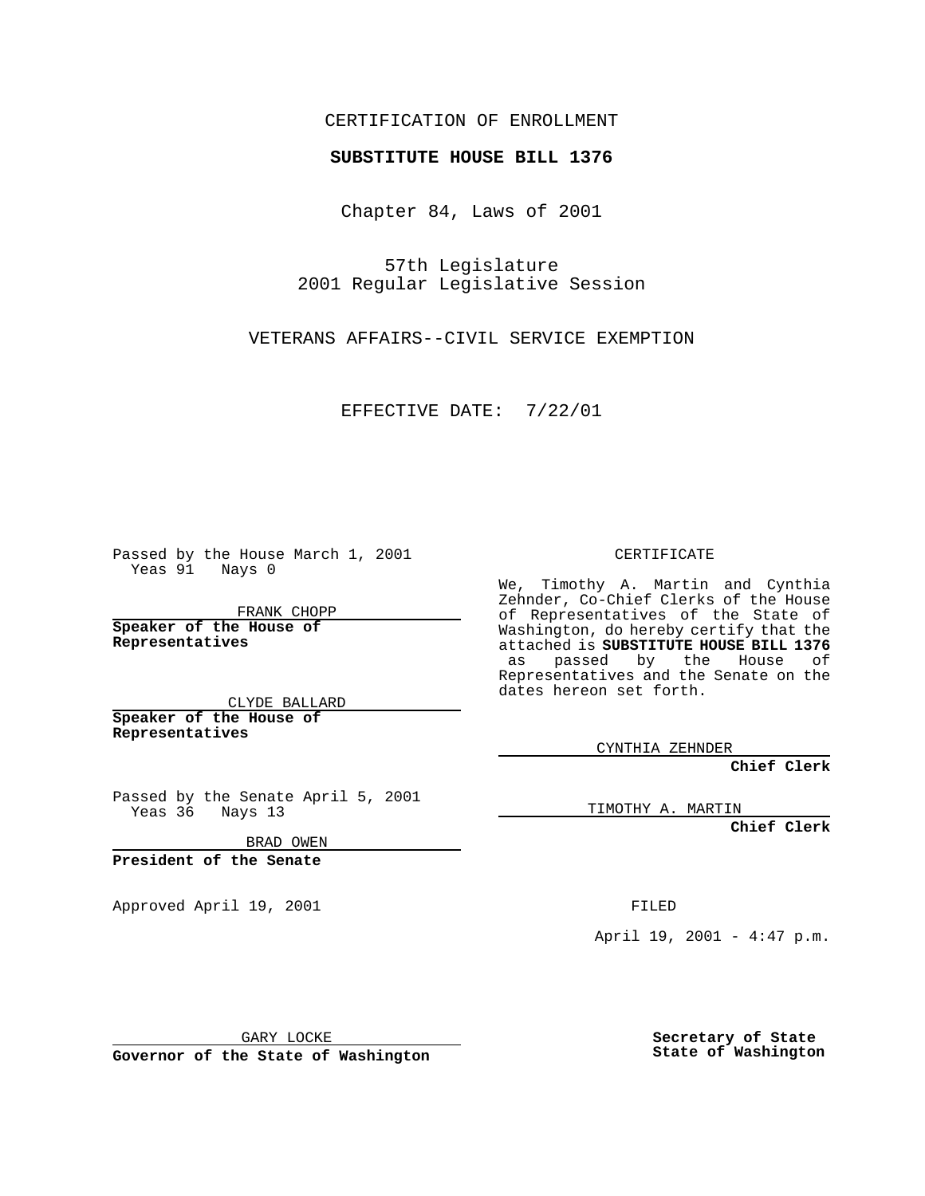CERTIFICATION OF ENROLLMENT

**SUBSTITUTE HOUSE BILL 1376**

Chapter 84, Laws of 2001

57th Legislature
2001 Regular Legislative Session

VETERANS AFFAIRS--CIVIL SERVICE EXEMPTION

EFFECTIVE DATE: 7/22/01

Passed by the House March 1, 2001
Yeas 91 Nays 0

FRANK CHOPP

**Speaker of the House of Representatives**

CLYDE BALLARD

**Speaker of the House of Representatives**

Passed by the Senate April 5, 2001
Yeas 36 Nays 13

BRAD OWEN

**President of the Senate**

Approved April 19, 2001

GARY LOCKE

**Governor of the State of Washington**

CERTIFICATE

We, Timothy A. Martin and Cynthia Zehnder, Co-Chief Clerks of the House of Representatives of the State of Washington, do hereby certify that the attached is **SUBSTITUTE HOUSE BILL 1376** as passed by the House of Representatives and the Senate on the dates hereon set forth.

CYNTHIA ZEHNDER

**Chief Clerk**

TIMOTHY A. MARTIN

**Chief Clerk**

FILED

April 19, 2001 - 4:47 p.m.

**Secretary of State**
**State of Washington**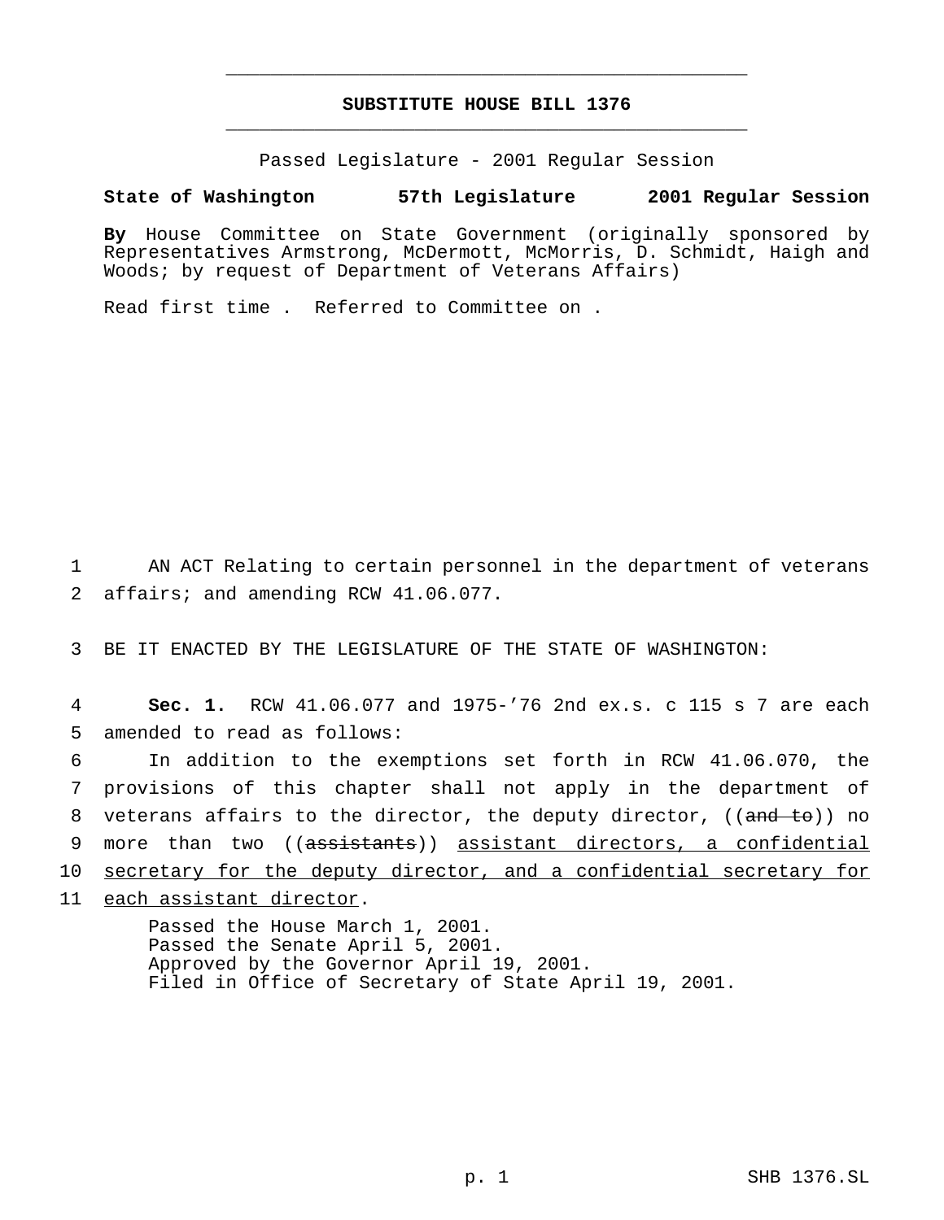# SUBSTITUTE HOUSE BILL 1376

Passed Legislature - 2001 Regular Session

**State of Washington 57th Legislature 2001 Regular Session**

**By** House Committee on State Government (originally sponsored by Representatives Armstrong, McDermott, McMorris, D. Schmidt, Haigh and Woods; by request of Department of Veterans Affairs)

Read first time . Referred to Committee on .

AN ACT Relating to certain personnel in the department of veterans affairs; and amending RCW 41.06.077.

BE IT ENACTED BY THE LEGISLATURE OF THE STATE OF WASHINGTON:

**Sec. 1.** RCW 41.06.077 and 1975-'76 2nd ex.s. c 115 s 7 are each amended to read as follows:

In addition to the exemptions set forth in RCW 41.06.070, the provisions of this chapter shall not apply in the department of veterans affairs to the director, the deputy director, ((~~and to~~)) no more than two ((~~assistants~~)) <u>assistant directors, a confidential secretary for the deputy director, and a confidential secretary for each assistant director</u>.

Passed the House March 1, 2001.
Passed the Senate April 5, 2001.
Approved by the Governor April 19, 2001.
Filed in Office of Secretary of State April 19, 2001.